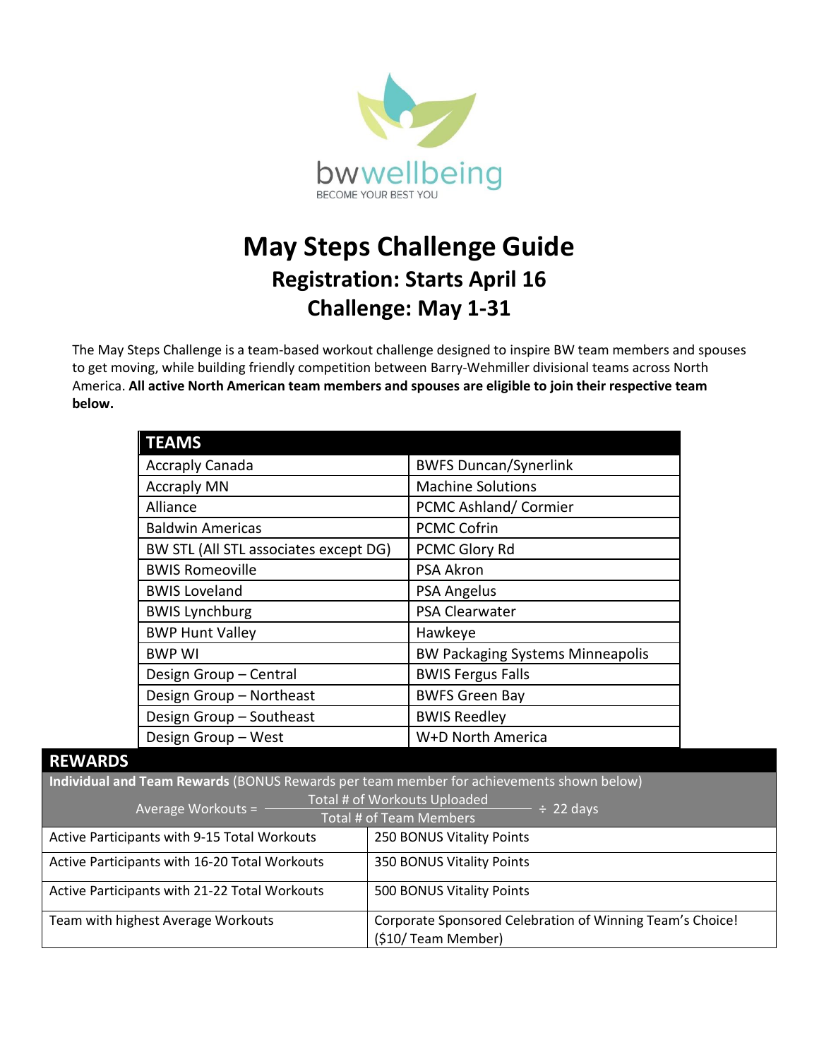bwwellbeing

BECOME YOUR BEST YOU

# May Steps Challenge Guide

## Registration: Starts April 16

## Challenge: May 1-31

The May Steps Challenge is a team-based workout challenge designed to inspire BW team members and spouses to get moving, while building friendly competition between Barry-Wehmiller divisional teams across North America. **All active North American team members and spouses are eligible to join their respective team below.**

| TEAMS | |
|---|---|
| Accraply Canada | BWFS Duncan/Synerlink |
| Accraply MN | Machine Solutions |
| Alliance | PCMC Ashland/ Cormier |
| Baldwin Americas | PCMC Cofrin |
| BW STL (All STL associates except DG) | PCMC Glory Rd |
| BWIS Romeoville | PSA Akron |
| BWIS Loveland | PSA Angelus |
| BWIS Lynchburg | PSA Clearwater |
| BWP Hunt Valley | Hawkeye |
| BWP WI | BW Packaging Systems Minneapolis |
| Design Group – Central | BWIS Fergus Falls |
| Design Group – Northeast | BWFS Green Bay |
| Design Group – Southeast | BWIS Reedley |
| Design Group – West | W+D North America |

## REWARDS

**Individual and Team Rewards** (BONUS Rewards per team member for achievements shown below)

$$\text{Average Workouts} = \frac{\text{Total \# of Workouts Uploaded}}{\text{Total \# of Team Members}} \div 22 \text{ days}$$

| Achievement | Reward |
|---|---|
| Active Participants with 9-15 Total Workouts | 250 BONUS Vitality Points |
| Active Participants with 16-20 Total Workouts | 350 BONUS Vitality Points |
| Active Participants with 21-22 Total Workouts | 500 BONUS Vitality Points |
| Team with highest Average Workouts | Corporate Sponsored Celebration of Winning Team's Choice! ($10/ Team Member) |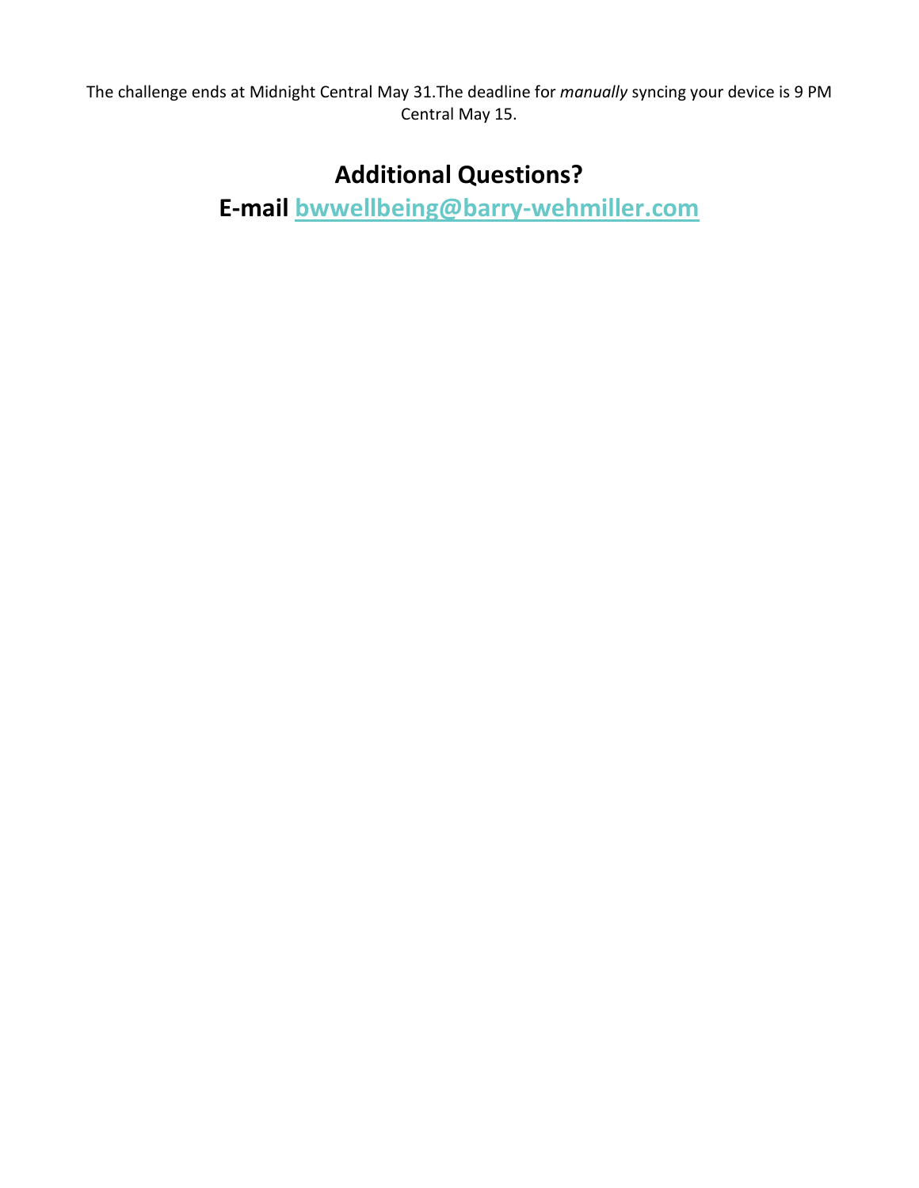The challenge ends at Midnight Central May 31.The deadline for *manually* syncing your device is 9 PM Central May 15.

## Additional Questions?
## E-mail [bwwellbeing@barry-wehmiller.com](mailto:bwwellbeing@barry-wehmiller.com)